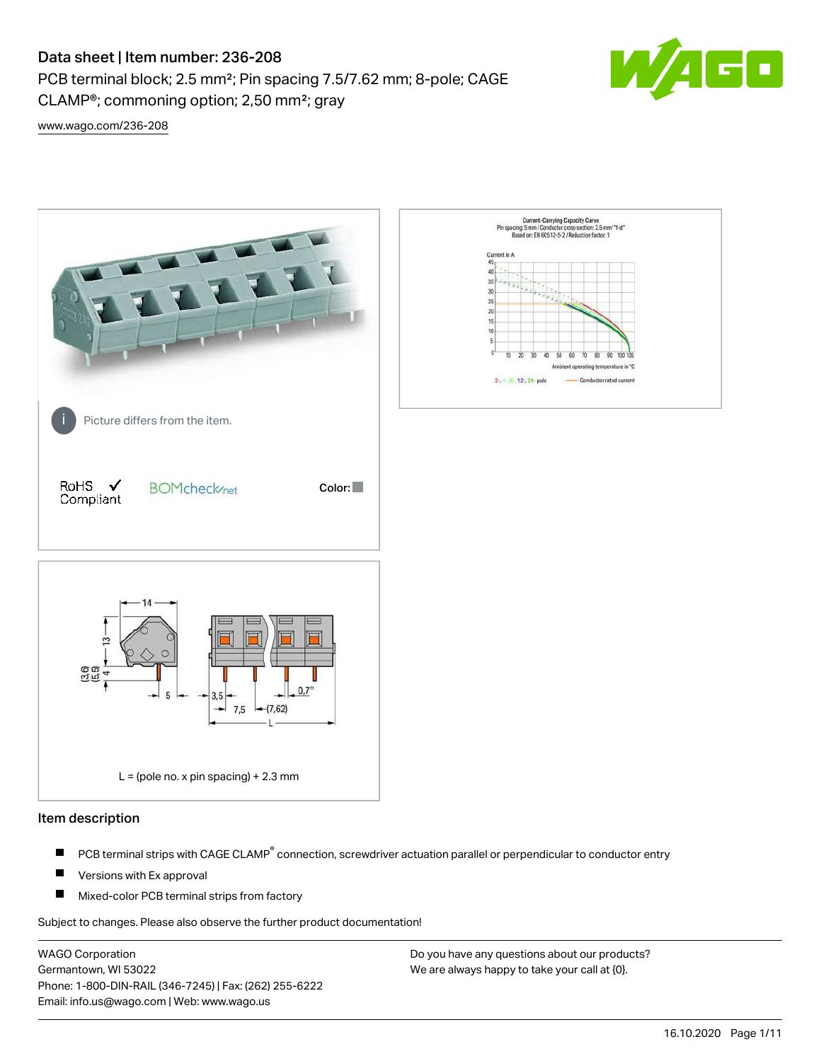# Data sheet | Item number: 236-208

PCB terminal block; 2.5 mm²; Pin spacing 7.5/7.62 mm; 8-pole; CAGE CLAMP®; commoning option; 2,50 mm²; gray

www.wago.com/236-208

Picture differs from the item.

RoHS Compliant ✓

BOMcheck.net

Color:

L = (pole no. x pin spacing) + 2.3 mm

## Item description

- PCB terminal strips with CAGE CLAMP® connection, screwdriver actuation parallel or perpendicular to conductor entry
- Versions with Ex approval
- Mixed-color PCB terminal strips from factory

Subject to changes. Please also observe the further product documentation!

WAGO Corporation
Germantown, WI 53022
Phone: 1-800-DIN-RAIL (346-7245) | Fax: (262) 255-6222
Email: info.us@wago.com | Web: www.wago.us

Do you have any questions about our products?
We are always happy to take your call at {0}.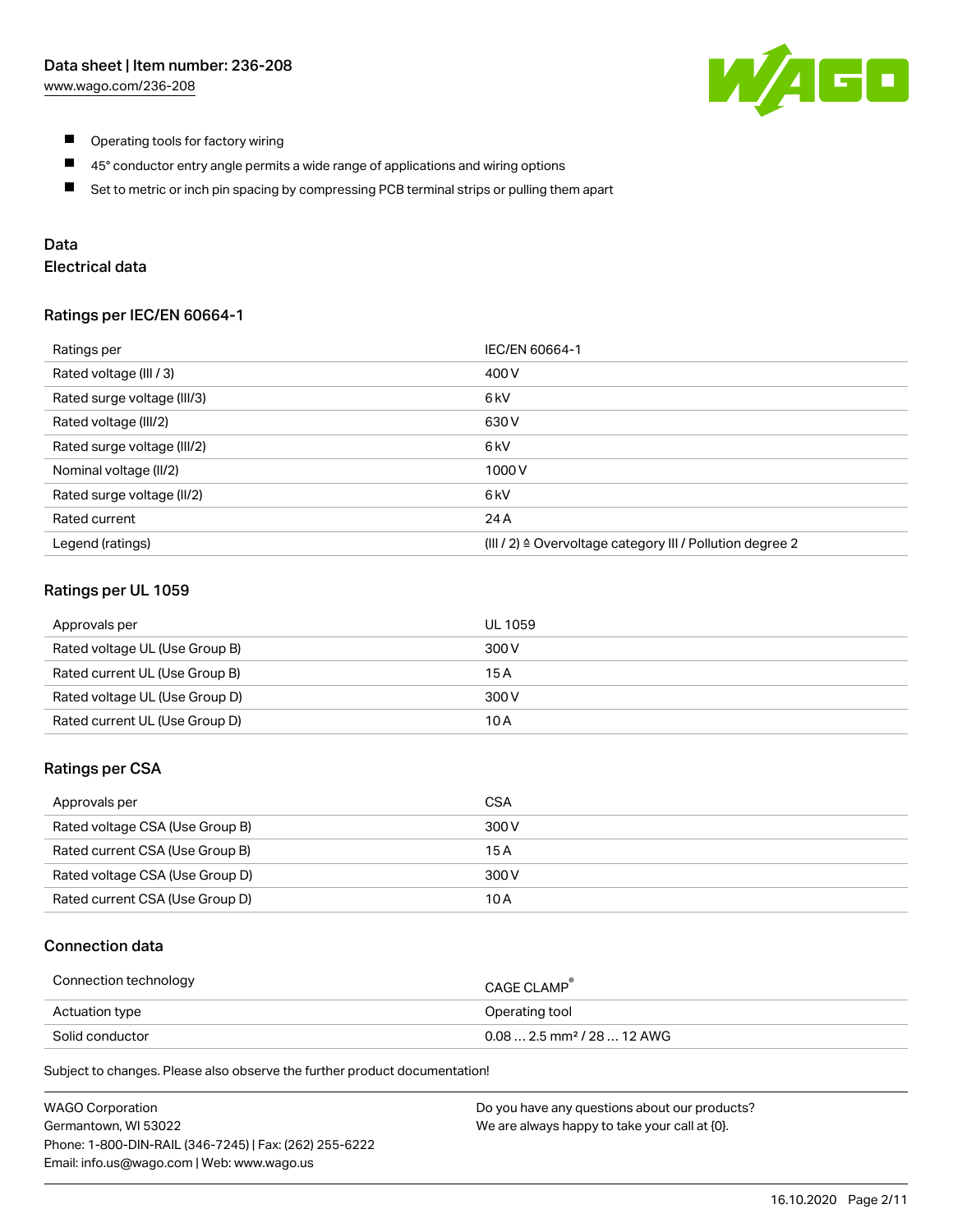- Operating tools for factory wiring
- 45° conductor entry angle permits a wide range of applications and wiring options
- Set to metric or inch pin spacing by compressing PCB terminal strips or pulling them apart

## Data

### Electrical data

#### Ratings per IEC/EN 60664-1

| Ratings per | IEC/EN 60664-1 |
| --- | --- |
| Rated voltage (III / 3) | 400 V |
| Rated surge voltage (III/3) | 6 kV |
| Rated voltage (III/2) | 630 V |
| Rated surge voltage (III/2) | 6 kV |
| Nominal voltage (II/2) | 1000 V |
| Rated surge voltage (II/2) | 6 kV |
| Rated current | 24 A |
| Legend (ratings) | (III / 2) ≙ Overvoltage category III / Pollution degree 2 |

#### Ratings per UL 1059

| Approvals per | UL 1059 |
| --- | --- |
| Rated voltage UL (Use Group B) | 300 V |
| Rated current UL (Use Group B) | 15 A |
| Rated voltage UL (Use Group D) | 300 V |
| Rated current UL (Use Group D) | 10 A |

#### Ratings per CSA

| Approvals per | CSA |
| --- | --- |
| Rated voltage CSA (Use Group B) | 300 V |
| Rated current CSA (Use Group B) | 15 A |
| Rated voltage CSA (Use Group D) | 300 V |
| Rated current CSA (Use Group D) | 10 A |

### Connection data

| Connection technology | CAGE CLAMP® |
| --- | --- |
| Actuation type | Operating tool |
| Solid conductor | 0.08 … 2.5 mm² / 28 … 12 AWG |

Subject to changes. Please also observe the further product documentation!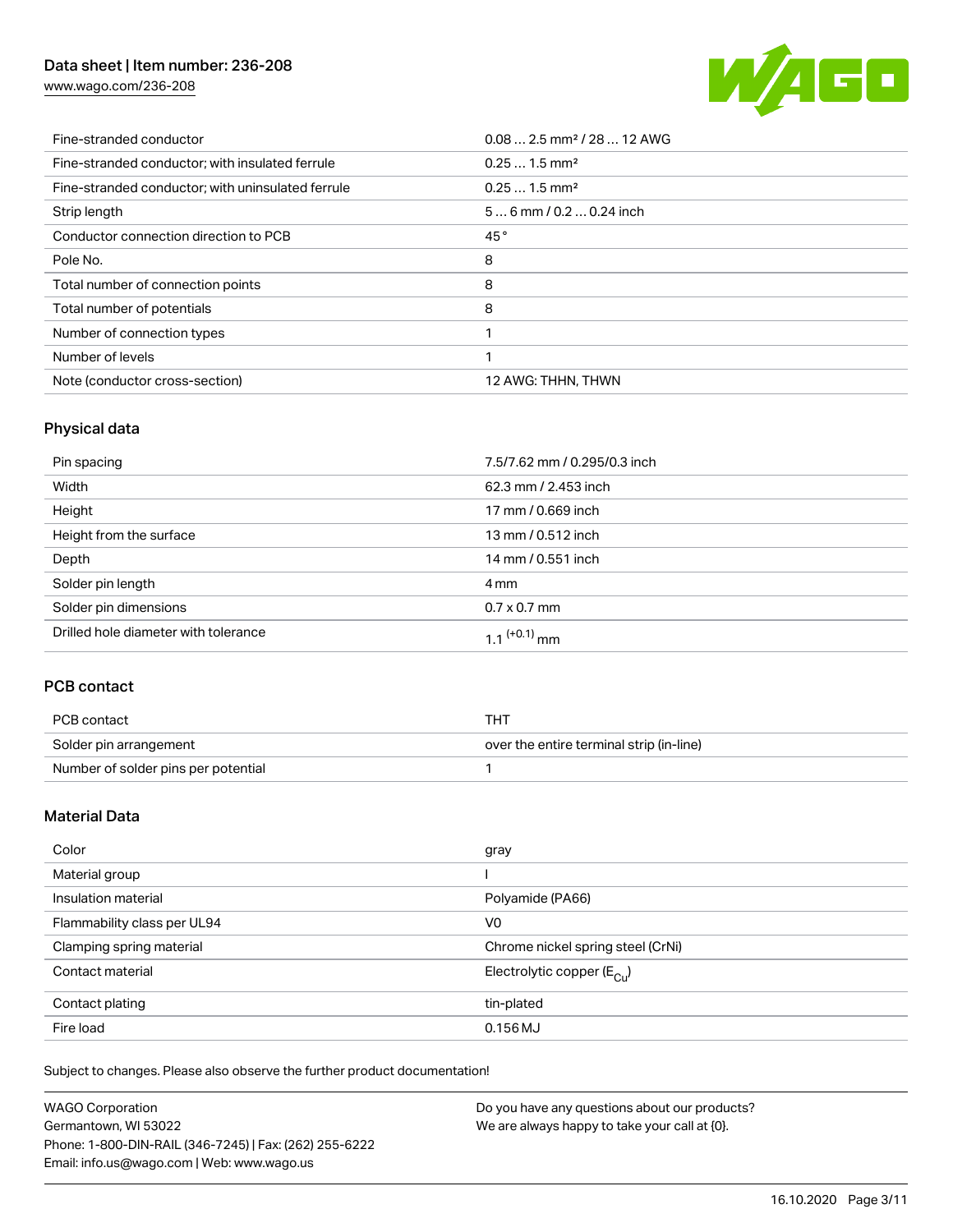| | |
|---|---|
| Fine-stranded conductor | 0.08 … 2.5 mm² / 28 … 12 AWG |
| Fine-stranded conductor; with insulated ferrule | 0.25 … 1.5 mm² |
| Fine-stranded conductor; with uninsulated ferrule | 0.25 … 1.5 mm² |
| Strip length | 5 … 6 mm / 0.2 … 0.24 inch |
| Conductor connection direction to PCB | 45 ° |
| Pole No. | 8 |
| Total number of connection points | 8 |
| Total number of potentials | 8 |
| Number of connection types | 1 |
| Number of levels | 1 |
| Note (conductor cross-section) | 12 AWG: THHN, THWN |

## Physical data

| | |
|---|---|
| Pin spacing | 7.5/7.62 mm / 0.295/0.3 inch |
| Width | 62.3 mm / 2.453 inch |
| Height | 17 mm / 0.669 inch |
| Height from the surface | 13 mm / 0.512 inch |
| Depth | 14 mm / 0.551 inch |
| Solder pin length | 4 mm |
| Solder pin dimensions | 0.7 x 0.7 mm |
| Drilled hole diameter with tolerance | 1.1 $^{(+0.1)}$ mm |

## PCB contact

| | |
|---|---|
| PCB contact | THT |
| Solder pin arrangement | over the entire terminal strip (in-line) |
| Number of solder pins per potential | 1 |

## Material Data

| | |
|---|---|
| Color | gray |
| Material group | I |
| Insulation material | Polyamide (PA66) |
| Flammability class per UL94 | V0 |
| Clamping spring material | Chrome nickel spring steel (CrNi) |
| Contact material | Electrolytic copper ($E_{Cu}$) |
| Contact plating | tin-plated |
| Fire load | 0.156 MJ |

Subject to changes. Please also observe the further product documentation!

WAGO Corporation
Germantown, WI 53022
Phone: 1-800-DIN-RAIL (346-7245) | Fax: (262) 255-6222
Email: info.us@wago.com | Web: www.wago.us

Do you have any questions about our products?
We are always happy to take your call at {0}.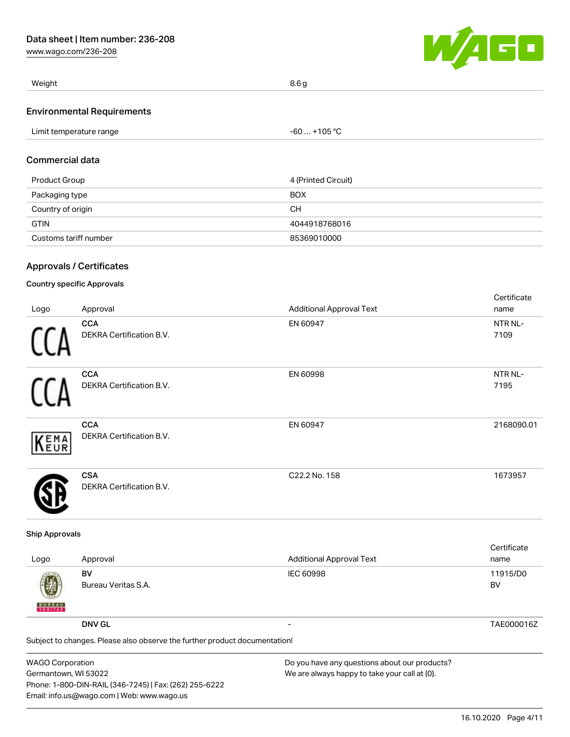| Weight | 8.6 g |
| --- | --- |

## Environmental Requirements

| Limit temperature range | -60 … +105 °C |
| --- | --- |

## Commercial data

| Product Group | 4 (Printed Circuit) |
| --- | --- |
| Packaging type | BOX |
| Country of origin | CH |
| GTIN | 4044918768016 |
| Customs tariff number | 85369010000 |

## Approvals / Certificates

### Country specific Approvals

| Logo | Approval | Additional Approval Text | Certificate name |
| --- | --- | --- | --- |
| | **CCA** DEKRA Certification B.V. | EN 60947 | NTR NL-7109 |
| | **CCA** DEKRA Certification B.V. | EN 60998 | NTR NL-7195 |
| | **CCA** DEKRA Certification B.V. | EN 60947 | 2168090.01 |
| | **CSA** DEKRA Certification B.V. | C22.2 No. 158 | 1673957 |

### Ship Approvals

| Logo | Approval | Additional Approval Text | Certificate name |
| --- | --- | --- | --- |
| | **BV** Bureau Veritas S.A. | IEC 60998 | 11915/D0 BV |
| | **DNV GL** | - | TAE000016Z |

Subject to changes. Please also observe the further product documentation!

WAGO Corporation
Germantown, WI 53022
Phone: 1-800-DIN-RAIL (346-7245) | Fax: (262) 255-6222
Email: info.us@wago.com | Web: www.wago.us

Do you have any questions about our products?
We are always happy to take your call at {0}.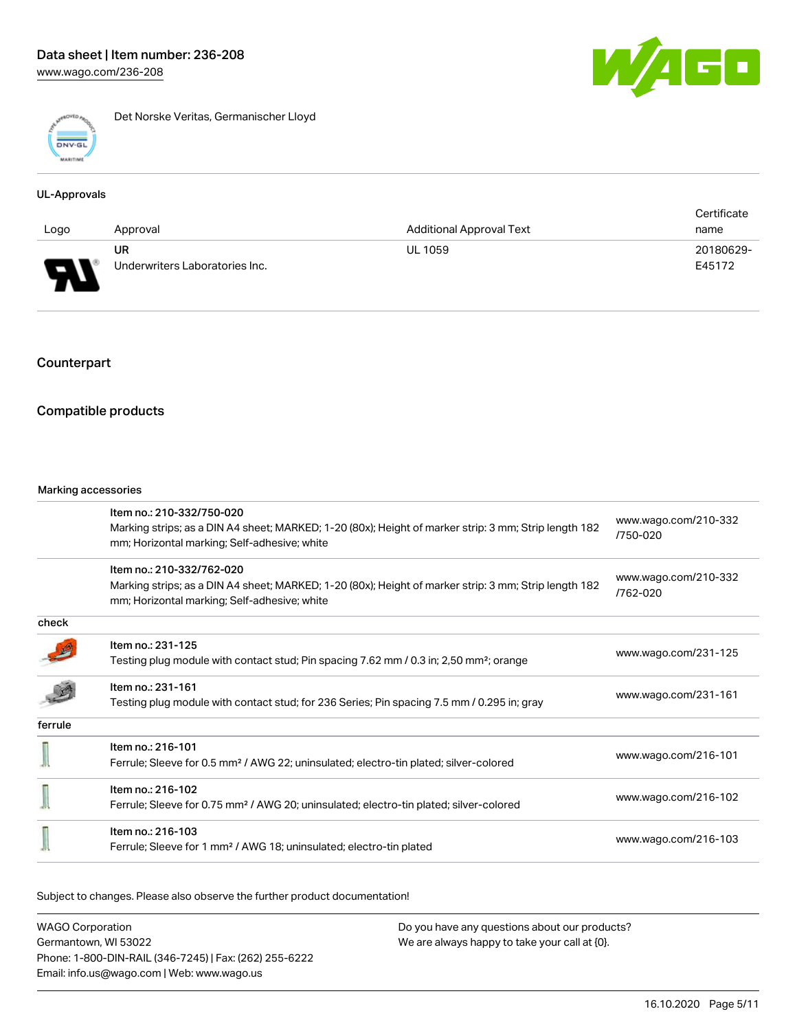Det Norske Veritas, Germanischer Lloyd

UL-Approvals

| Logo | Approval | Additional Approval Text | Certificate name |
| --- | --- | --- | --- |
| | UR<br>Underwriters Laboratories Inc. | UL 1059 | 20180629-E45172 |

## Counterpart

## Compatible products

Marking accessories

| | | |
| --- | --- | --- |
| | Item no.: 210-332/750-020<br>Marking strips; as a DIN A4 sheet; MARKED; 1-20 (80x); Height of marker strip: 3 mm; Strip length 182 mm; Horizontal marking; Self-adhesive; white | www.wago.com/210-332/750-020 |
| | Item no.: 210-332/762-020<br>Marking strips; as a DIN A4 sheet; MARKED; 1-20 (80x); Height of marker strip: 3 mm; Strip length 182 mm; Horizontal marking; Self-adhesive; white | www.wago.com/210-332/762-020 |
| check | | |
| | Item no.: 231-125<br>Testing plug module with contact stud; Pin spacing 7.62 mm / 0.3 in; 2,50 mm²; orange | www.wago.com/231-125 |
| | Item no.: 231-161<br>Testing plug module with contact stud; for 236 Series; Pin spacing 7.5 mm / 0.295 in; gray | www.wago.com/231-161 |
| ferrule | | |
| | Item no.: 216-101<br>Ferrule; Sleeve for 0.5 mm² / AWG 22; uninsulated; electro-tin plated; silver-colored | www.wago.com/216-101 |
| | Item no.: 216-102<br>Ferrule; Sleeve for 0.75 mm² / AWG 20; uninsulated; electro-tin plated; silver-colored | www.wago.com/216-102 |
| | Item no.: 216-103<br>Ferrule; Sleeve for 1 mm² / AWG 18; uninsulated; electro-tin plated | www.wago.com/216-103 |

Subject to changes. Please also observe the further product documentation!

WAGO Corporation
Germantown, WI 53022
Phone: 1-800-DIN-RAIL (346-7245) | Fax: (262) 255-6222
Email: info.us@wago.com | Web: www.wago.us

Do you have any questions about our products?
We are always happy to take your call at {0}.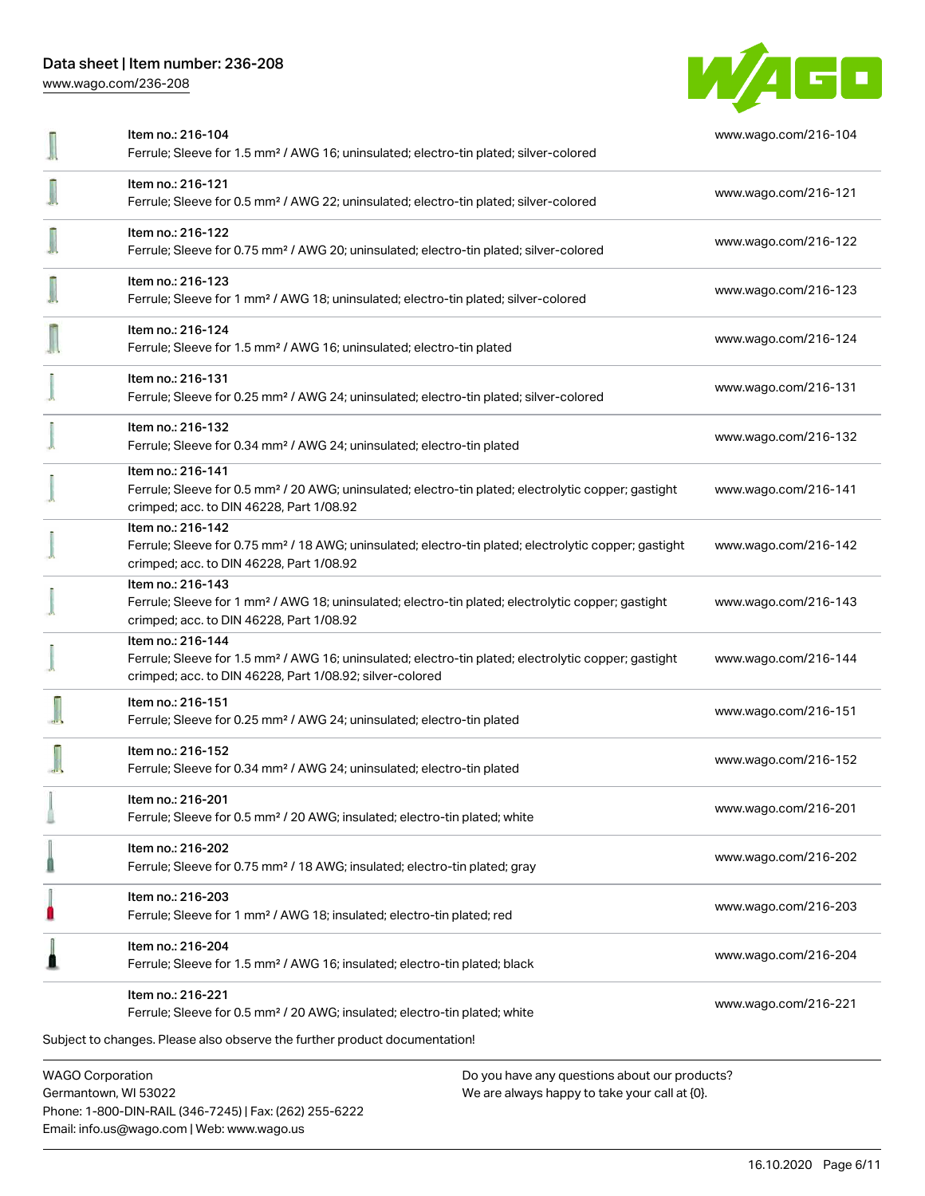| Item | Link |
| --- | --- |
| Item no.: 216-104<br>Ferrule; Sleeve for 1.5 mm² / AWG 16; uninsulated; electro-tin plated; silver-colored | www.wago.com/216-104 |
| Item no.: 216-121<br>Ferrule; Sleeve for 0.5 mm² / AWG 22; uninsulated; electro-tin plated; silver-colored | www.wago.com/216-121 |
| Item no.: 216-122<br>Ferrule; Sleeve for 0.75 mm² / AWG 20; uninsulated; electro-tin plated; silver-colored | www.wago.com/216-122 |
| Item no.: 216-123<br>Ferrule; Sleeve for 1 mm² / AWG 18; uninsulated; electro-tin plated; silver-colored | www.wago.com/216-123 |
| Item no.: 216-124<br>Ferrule; Sleeve for 1.5 mm² / AWG 16; uninsulated; electro-tin plated | www.wago.com/216-124 |
| Item no.: 216-131<br>Ferrule; Sleeve for 0.25 mm² / AWG 24; uninsulated; electro-tin plated; silver-colored | www.wago.com/216-131 |
| Item no.: 216-132<br>Ferrule; Sleeve for 0.34 mm² / AWG 24; uninsulated; electro-tin plated | www.wago.com/216-132 |
| Item no.: 216-141<br>Ferrule; Sleeve for 0.5 mm² / 20 AWG; uninsulated; electro-tin plated; electrolytic copper; gastight crimped; acc. to DIN 46228, Part 1/08.92 | www.wago.com/216-141 |
| Item no.: 216-142<br>Ferrule; Sleeve for 0.75 mm² / 18 AWG; uninsulated; electro-tin plated; electrolytic copper; gastight crimped; acc. to DIN 46228, Part 1/08.92 | www.wago.com/216-142 |
| Item no.: 216-143<br>Ferrule; Sleeve for 1 mm² / AWG 18; uninsulated; electro-tin plated; electrolytic copper; gastight crimped; acc. to DIN 46228, Part 1/08.92 | www.wago.com/216-143 |
| Item no.: 216-144<br>Ferrule; Sleeve for 1.5 mm² / AWG 16; uninsulated; electro-tin plated; electrolytic copper; gastight crimped; acc. to DIN 46228, Part 1/08.92; silver-colored | www.wago.com/216-144 |
| Item no.: 216-151<br>Ferrule; Sleeve for 0.25 mm² / AWG 24; uninsulated; electro-tin plated | www.wago.com/216-151 |
| Item no.: 216-152<br>Ferrule; Sleeve for 0.34 mm² / AWG 24; uninsulated; electro-tin plated | www.wago.com/216-152 |
| Item no.: 216-201<br>Ferrule; Sleeve for 0.5 mm² / 20 AWG; insulated; electro-tin plated; white | www.wago.com/216-201 |
| Item no.: 216-202<br>Ferrule; Sleeve for 0.75 mm² / 18 AWG; insulated; electro-tin plated; gray | www.wago.com/216-202 |
| Item no.: 216-203<br>Ferrule; Sleeve for 1 mm² / AWG 18; insulated; electro-tin plated; red | www.wago.com/216-203 |
| Item no.: 216-204<br>Ferrule; Sleeve for 1.5 mm² / AWG 16; insulated; electro-tin plated; black | www.wago.com/216-204 |
| Item no.: 216-221<br>Ferrule; Sleeve for 0.5 mm² / 20 AWG; insulated; electro-tin plated; white | www.wago.com/216-221 |

Subject to changes. Please also observe the further product documentation!

WAGO Corporation
Germantown, WI 53022
Phone: 1-800-DIN-RAIL (346-7245) | Fax: (262) 255-6222
Email: info.us@wago.com | Web: www.wago.us

Do you have any questions about our products?
We are always happy to take your call at {0}.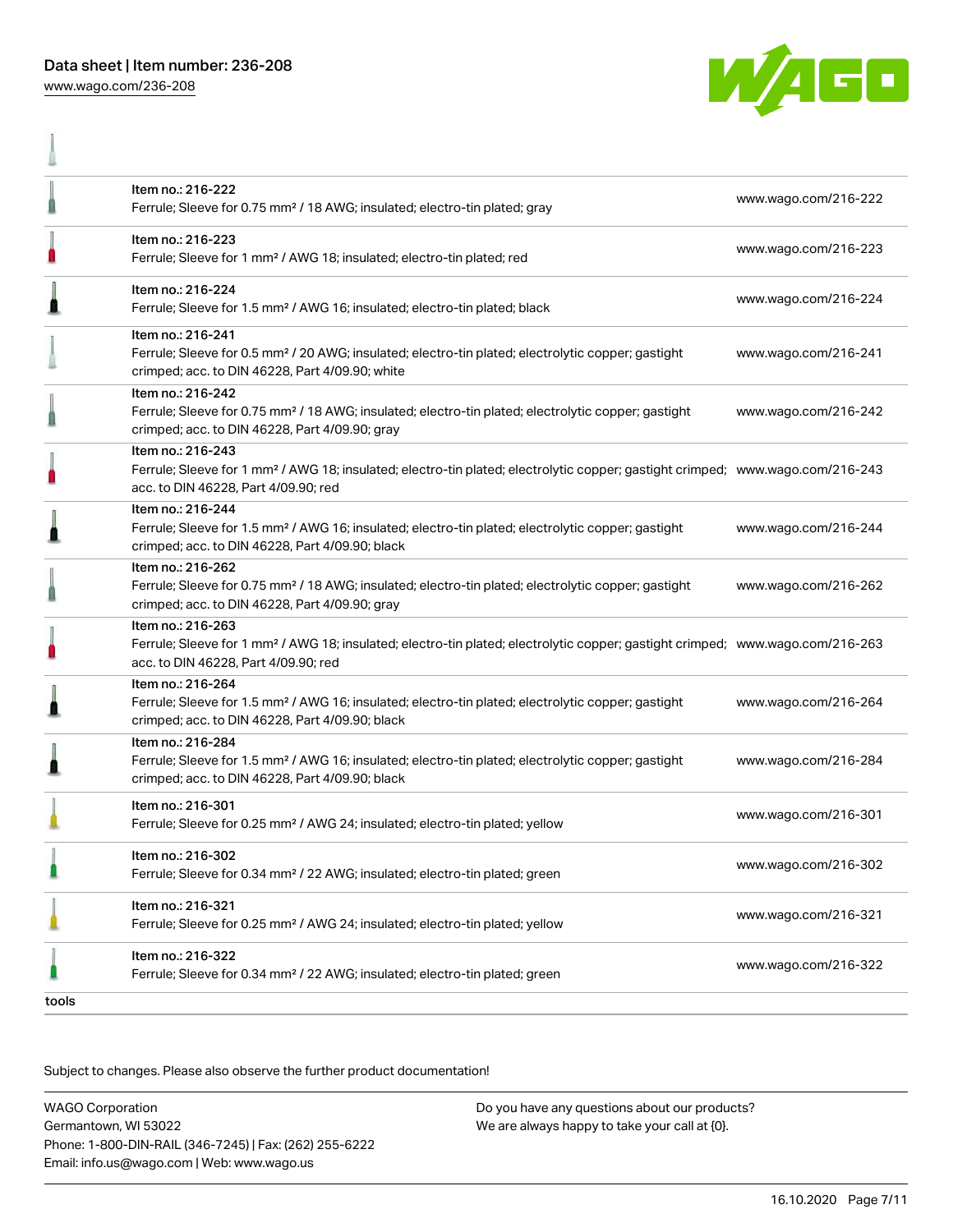| Item | Link |
| --- | --- |
| Item no.: 216-222<br>Ferrule; Sleeve for 0.75 mm² / 18 AWG; insulated; electro-tin plated; gray | www.wago.com/216-222 |
| Item no.: 216-223<br>Ferrule; Sleeve for 1 mm² / AWG 18; insulated; electro-tin plated; red | www.wago.com/216-223 |
| Item no.: 216-224<br>Ferrule; Sleeve for 1.5 mm² / AWG 16; insulated; electro-tin plated; black | www.wago.com/216-224 |
| Item no.: 216-241<br>Ferrule; Sleeve for 0.5 mm² / 20 AWG; insulated; electro-tin plated; electrolytic copper; gastight crimped; acc. to DIN 46228, Part 4/09.90; white | www.wago.com/216-241 |
| Item no.: 216-242<br>Ferrule; Sleeve for 0.75 mm² / 18 AWG; insulated; electro-tin plated; electrolytic copper; gastight crimped; acc. to DIN 46228, Part 4/09.90; gray | www.wago.com/216-242 |
| Item no.: 216-243<br>Ferrule; Sleeve for 1 mm² / AWG 18; insulated; electro-tin plated; electrolytic copper; gastight crimped; acc. to DIN 46228, Part 4/09.90; red | www.wago.com/216-243 |
| Item no.: 216-244<br>Ferrule; Sleeve for 1.5 mm² / AWG 16; insulated; electro-tin plated; electrolytic copper; gastight crimped; acc. to DIN 46228, Part 4/09.90; black | www.wago.com/216-244 |
| Item no.: 216-262<br>Ferrule; Sleeve for 0.75 mm² / 18 AWG; insulated; electro-tin plated; electrolytic copper; gastight crimped; acc. to DIN 46228, Part 4/09.90; gray | www.wago.com/216-262 |
| Item no.: 216-263<br>Ferrule; Sleeve for 1 mm² / AWG 18; insulated; electro-tin plated; electrolytic copper; gastight crimped; acc. to DIN 46228, Part 4/09.90; red | www.wago.com/216-263 |
| Item no.: 216-264<br>Ferrule; Sleeve for 1.5 mm² / AWG 16; insulated; electro-tin plated; electrolytic copper; gastight crimped; acc. to DIN 46228, Part 4/09.90; black | www.wago.com/216-264 |
| Item no.: 216-284<br>Ferrule; Sleeve for 1.5 mm² / AWG 16; insulated; electro-tin plated; electrolytic copper; gastight crimped; acc. to DIN 46228, Part 4/09.90; black | www.wago.com/216-284 |
| Item no.: 216-301<br>Ferrule; Sleeve for 0.25 mm² / AWG 24; insulated; electro-tin plated; yellow | www.wago.com/216-301 |
| Item no.: 216-302<br>Ferrule; Sleeve for 0.34 mm² / 22 AWG; insulated; electro-tin plated; green | www.wago.com/216-302 |
| Item no.: 216-321<br>Ferrule; Sleeve for 0.25 mm² / AWG 24; insulated; electro-tin plated; yellow | www.wago.com/216-321 |
| Item no.: 216-322<br>Ferrule; Sleeve for 0.34 mm² / 22 AWG; insulated; electro-tin plated; green | www.wago.com/216-322 |

tools

Subject to changes. Please also observe the further product documentation!

WAGO Corporation
Germantown, WI 53022
Phone: 1-800-DIN-RAIL (346-7245) | Fax: (262) 255-6222
Email: info.us@wago.com | Web: www.wago.us

Do you have any questions about our products?
We are always happy to take your call at {0}.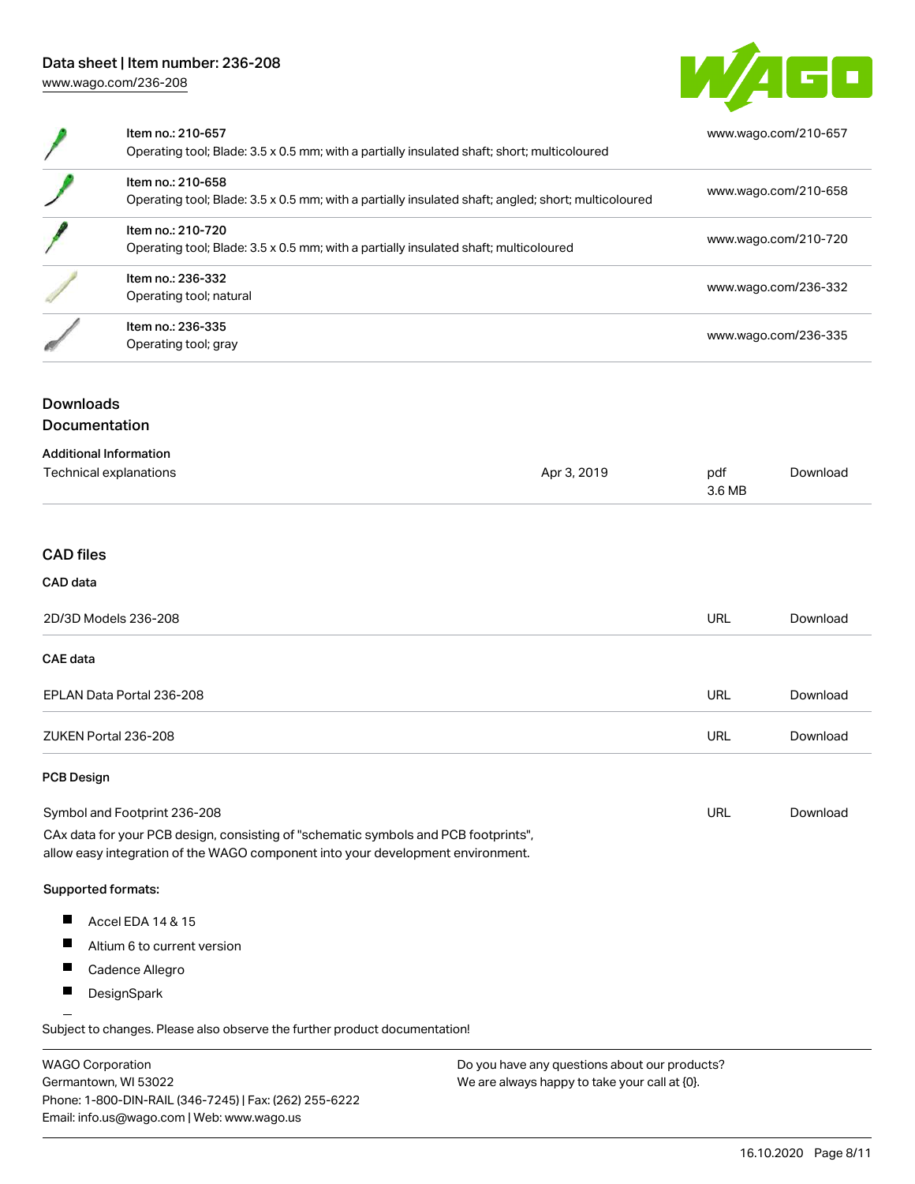| | | |
|---|---|---|
| | Item no.: 210-657<br>Operating tool; Blade: 3.5 x 0.5 mm; with a partially insulated shaft; short; multicoloured | www.wago.com/210-657 |
| | Item no.: 210-658<br>Operating tool; Blade: 3.5 x 0.5 mm; with a partially insulated shaft; angled; short; multicoloured | www.wago.com/210-658 |
| | Item no.: 210-720<br>Operating tool; Blade: 3.5 x 0.5 mm; with a partially insulated shaft; multicoloured | www.wago.com/210-720 |
| | Item no.: 236-332<br>Operating tool; natural | www.wago.com/236-332 |
| | Item no.: 236-335<br>Operating tool; gray | www.wago.com/236-335 |

## Downloads
## Documentation

**Additional Information**

| | | | |
|---|---|---|---|
| Technical explanations | Apr 3, 2019 | pdf<br>3.6 MB | Download |

## CAD files

### CAD data

| | | |
|---|---|---|
| 2D/3D Models 236-208 | URL | Download |

### CAE data

| | | |
|---|---|---|
| EPLAN Data Portal 236-208 | URL | Download |
| ZUKEN Portal 236-208 | URL | Download |

### PCB Design

| | | |
|---|---|---|
| Symbol and Footprint 236-208 | URL | Download |

CAx data for your PCB design, consisting of "schematic symbols and PCB footprints", allow easy integration of the WAGO component into your development environment.

**Supported formats:**

- Accel EDA 14 & 15
- Altium 6 to current version
- Cadence Allegro
- DesignSpark

Subject to changes. Please also observe the further product documentation!

WAGO Corporation
Germantown, WI 53022
Phone: 1-800-DIN-RAIL (346-7245) | Fax: (262) 255-6222
Email: info.us@wago.com | Web: www.wago.us

Do you have any questions about our products?
We are always happy to take your call at {0}.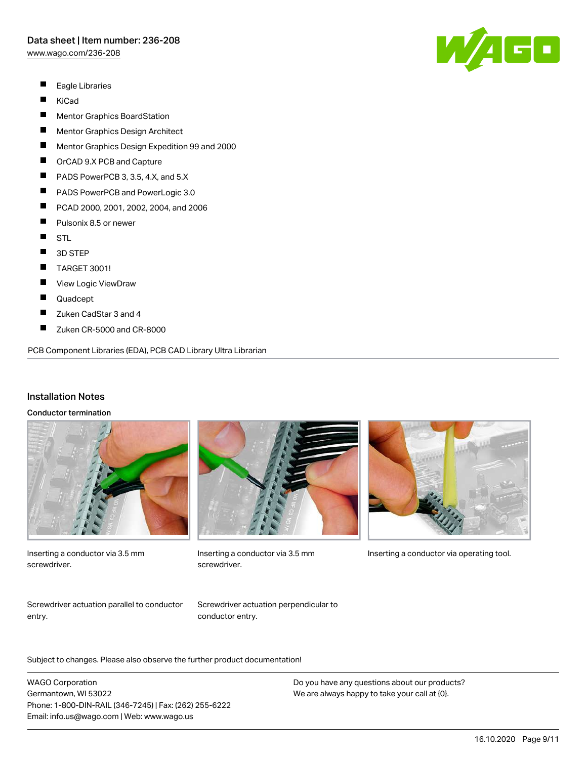- Eagle Libraries
- KiCad
- Mentor Graphics BoardStation
- Mentor Graphics Design Architect
- Mentor Graphics Design Expedition 99 and 2000
- OrCAD 9.X PCB and Capture
- PADS PowerPCB 3, 3.5, 4.X, and 5.X
- PADS PowerPCB and PowerLogic 3.0
- PCAD 2000, 2001, 2002, 2004, and 2006
- Pulsonix 8.5 or newer
- STL
- 3D STEP
- TARGET 3001!
- View Logic ViewDraw
- Quadcept
- Zuken CadStar 3 and 4
- Zuken CR-5000 and CR-8000

PCB Component Libraries (EDA), PCB CAD Library Ultra Librarian

## Installation Notes

### Conductor termination

Inserting a conductor via 3.5 mm screwdriver.

Inserting a conductor via 3.5 mm screwdriver.

Inserting a conductor via operating tool.

Screwdriver actuation parallel to conductor entry.

Screwdriver actuation perpendicular to conductor entry.

Subject to changes. Please also observe the further product documentation!

WAGO Corporation
Germantown, WI 53022
Phone: 1-800-DIN-RAIL (346-7245) | Fax: (262) 255-6222
Email: info.us@wago.com | Web: www.wago.us

Do you have any questions about our products?
We are always happy to take your call at {0}.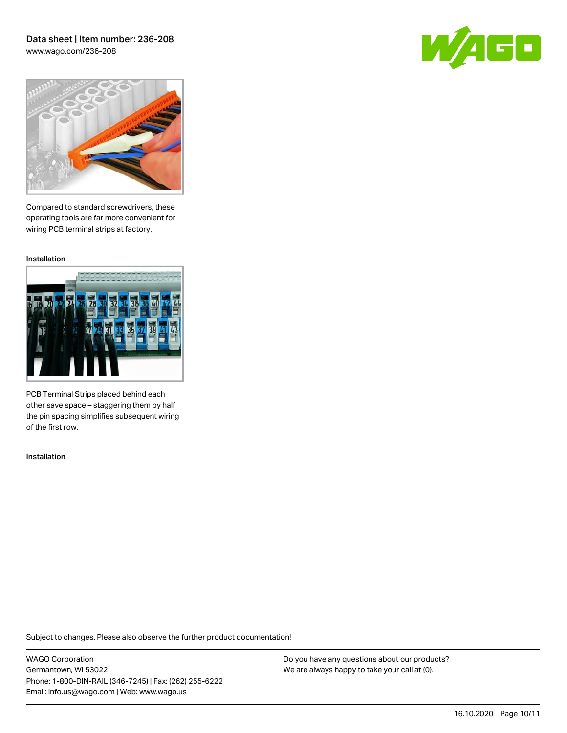Compared to standard screwdrivers, these operating tools are far more convenient for wiring PCB terminal strips at factory.

Installation

PCB Terminal Strips placed behind each other save space – staggering them by half the pin spacing simplifies subsequent wiring of the first row.

Installation

Subject to changes. Please also observe the further product documentation!

WAGO Corporation
Germantown, WI 53022
Phone: 1-800-DIN-RAIL (346-7245) | Fax: (262) 255-6222
Email: info.us@wago.com | Web: www.wago.us

Do you have any questions about our products?
We are always happy to take your call at {0}.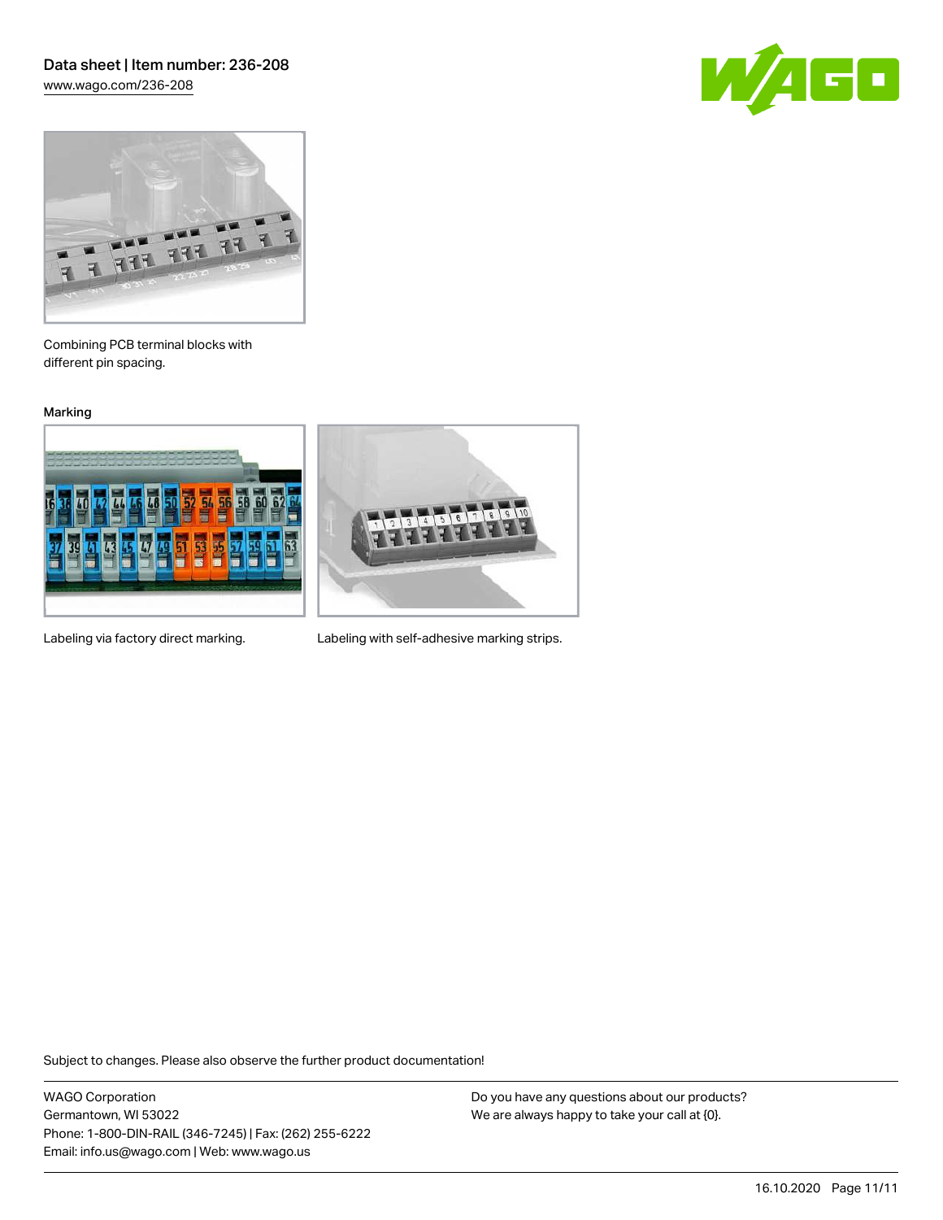Combining PCB terminal blocks with different pin spacing.

Marking

Labeling via factory direct marking.

Labeling with self-adhesive marking strips.

Subject to changes. Please also observe the further product documentation!

WAGO Corporation
Germantown, WI 53022
Phone: 1-800-DIN-RAIL (346-7245) | Fax: (262) 255-6222
Email: info.us@wago.com | Web: www.wago.us

Do you have any questions about our products?
We are always happy to take your call at {0}.